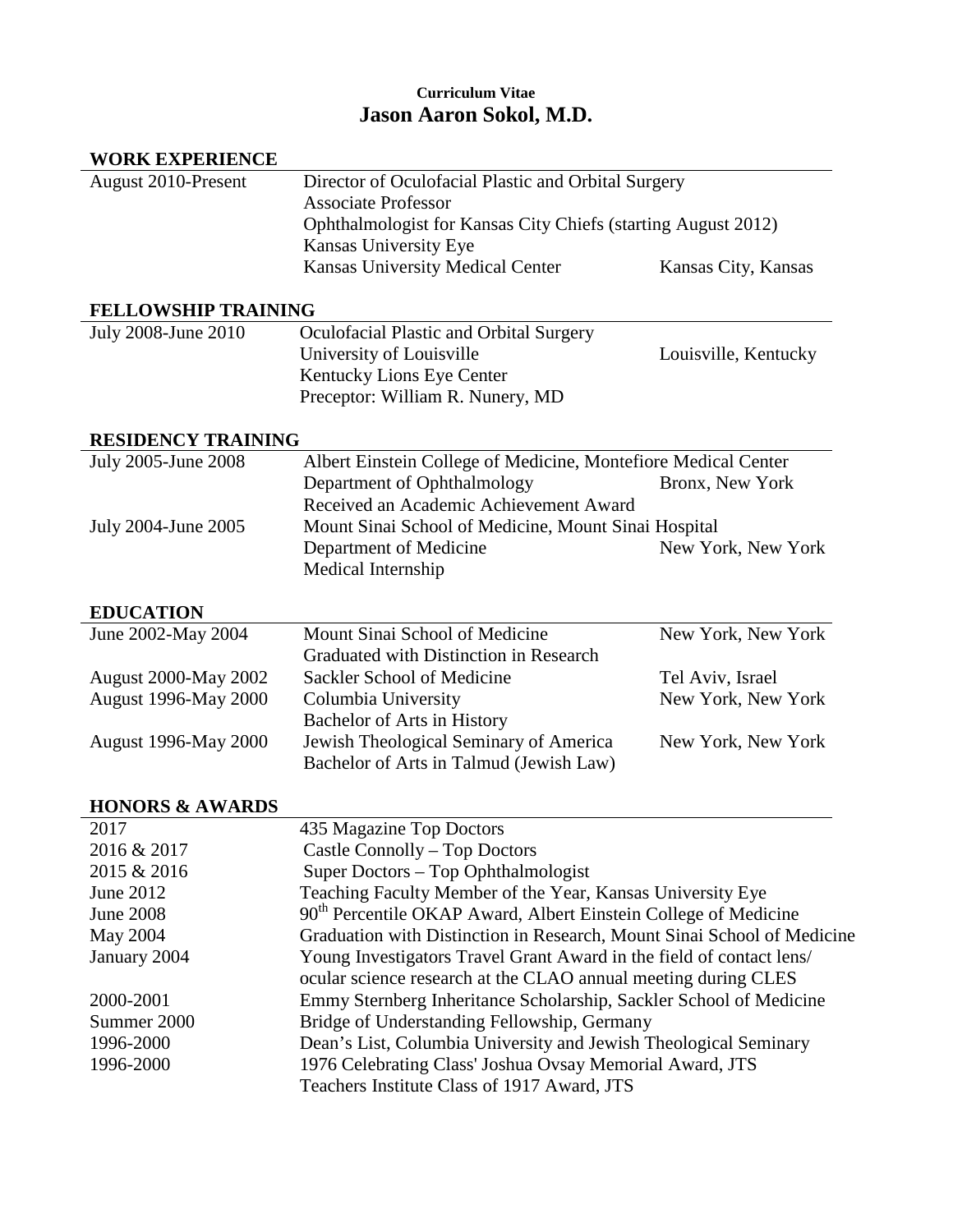**Curriculum Vitae**

# Jason Aaron Sokol, M.D.

## WORK EXPERIENCE

| | | |
|---|---|---|
| August 2010-Present | Director of Oculofacial Plastic and Orbital Surgery<br>Associate Professor<br>Ophthalmologist for Kansas City Chiefs (starting August 2012)<br>Kansas University Eye<br>Kansas University Medical Center | Kansas City, Kansas |

## FELLOWSHIP TRAINING

| | | |
|---|---|---|
| July 2008-June 2010 | Oculofacial Plastic and Orbital Surgery<br>University of Louisville<br>Kentucky Lions Eye Center<br>Preceptor: William R. Nunery, MD | Louisville, Kentucky |

## RESIDENCY TRAINING

| | | |
|---|---|---|
| July 2005-June 2008 | Albert Einstein College of Medicine, Montefiore Medical Center<br>Department of Ophthalmology<br>Received an Academic Achievement Award | Bronx, New York |
| July 2004-June 2005 | Mount Sinai School of Medicine, Mount Sinai Hospital<br>Department of Medicine<br>Medical Internship | New York, New York |

## EDUCATION

| | | |
|---|---|---|
| June 2002-May 2004 | Mount Sinai School of Medicine<br>Graduated with Distinction in Research | New York, New York |
| August 2000-May 2002 | Sackler School of Medicine | Tel Aviv, Israel |
| August 1996-May 2000 | Columbia University<br>Bachelor of Arts in History | New York, New York |
| August 1996-May 2000 | Jewish Theological Seminary of America<br>Bachelor of Arts in Talmud (Jewish Law) | New York, New York |

## HONORS & AWARDS

| | |
|---|---|
| 2017 | 435 Magazine Top Doctors |
| 2016 & 2017 | Castle Connolly – Top Doctors |
| 2015 & 2016 | Super Doctors – Top Ophthalmologist |
| June 2012 | Teaching Faculty Member of the Year, Kansas University Eye |
| June 2008 | 90th Percentile OKAP Award, Albert Einstein College of Medicine |
| May 2004 | Graduation with Distinction in Research, Mount Sinai School of Medicine |
| January 2004 | Young Investigators Travel Grant Award in the field of contact lens/ ocular science research at the CLAO annual meeting during CLES |
| 2000-2001 | Emmy Sternberg Inheritance Scholarship, Sackler School of Medicine |
| Summer 2000 | Bridge of Understanding Fellowship, Germany |
| 1996-2000 | Dean's List, Columbia University and Jewish Theological Seminary |
| 1996-2000 | 1976 Celebrating Class' Joshua Ovsay Memorial Award, JTS<br>Teachers Institute Class of 1917 Award, JTS |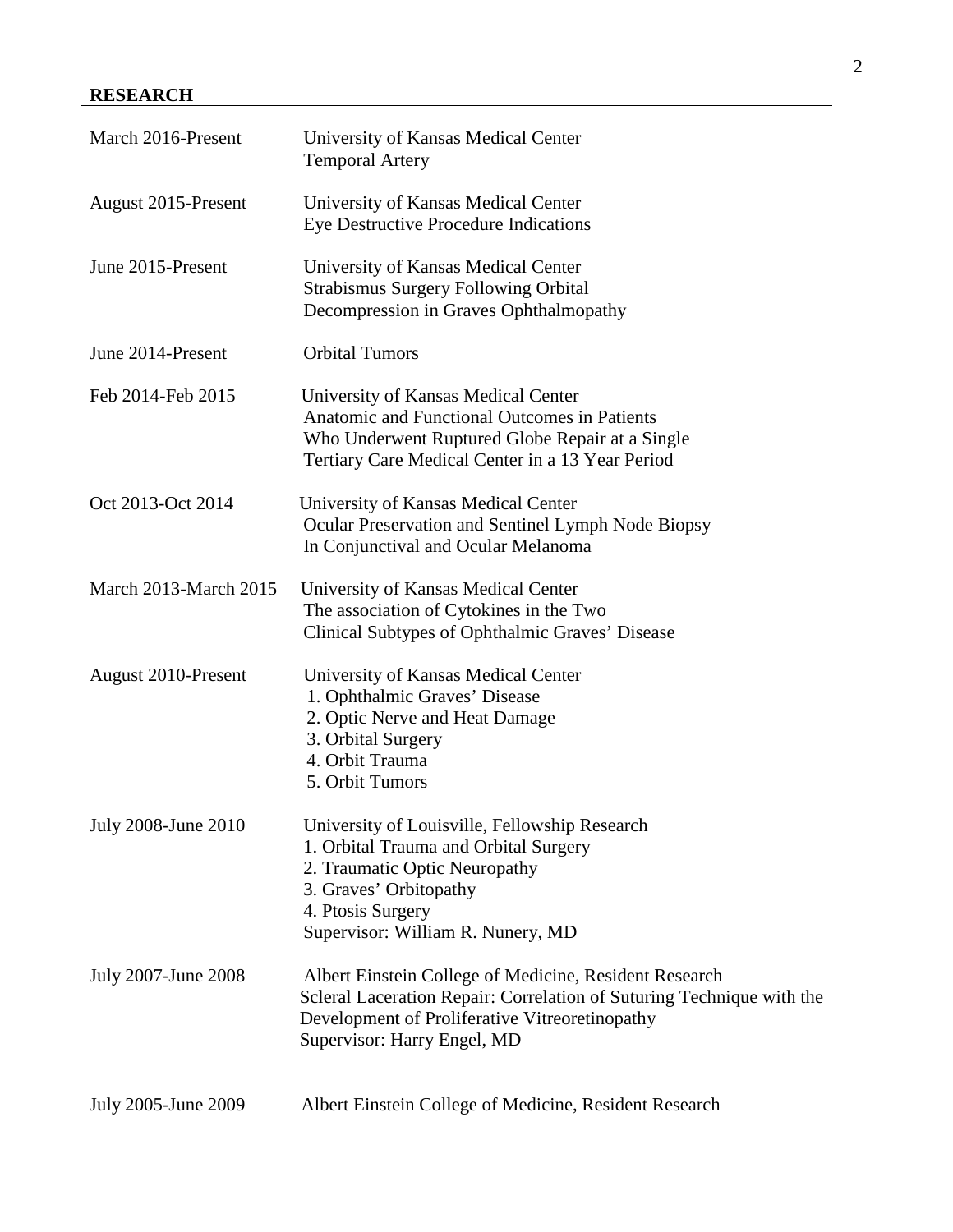## RESEARCH

March 2016-Present
University of Kansas Medical Center
Temporal Artery

August 2015-Present
University of Kansas Medical Center
Eye Destructive Procedure Indications

June 2015-Present
University of Kansas Medical Center
Strabismus Surgery Following Orbital
Decompression in Graves Ophthalmopathy

June 2014-Present
Orbital Tumors

Feb 2014-Feb 2015
University of Kansas Medical Center
Anatomic and Functional Outcomes in Patients
Who Underwent Ruptured Globe Repair at a Single
Tertiary Care Medical Center in a 13 Year Period

Oct 2013-Oct 2014
University of Kansas Medical Center
Ocular Preservation and Sentinel Lymph Node Biopsy
In Conjunctival and Ocular Melanoma

March 2013-March 2015
University of Kansas Medical Center
The association of Cytokines in the Two
Clinical Subtypes of Ophthalmic Graves' Disease

August 2010-Present
University of Kansas Medical Center
1. Ophthalmic Graves' Disease
2. Optic Nerve and Heat Damage
3. Orbital Surgery
4. Orbit Trauma
5. Orbit Tumors

July 2008-June 2010
University of Louisville, Fellowship Research
1. Orbital Trauma and Orbital Surgery
2. Traumatic Optic Neuropathy
3. Graves' Orbitopathy
4. Ptosis Surgery
Supervisor: William R. Nunery, MD

July 2007-June 2008
Albert Einstein College of Medicine, Resident Research
Scleral Laceration Repair: Correlation of Suturing Technique with the Development of Proliferative Vitreoretinopathy
Supervisor: Harry Engel, MD

July 2005-June 2009
Albert Einstein College of Medicine, Resident Research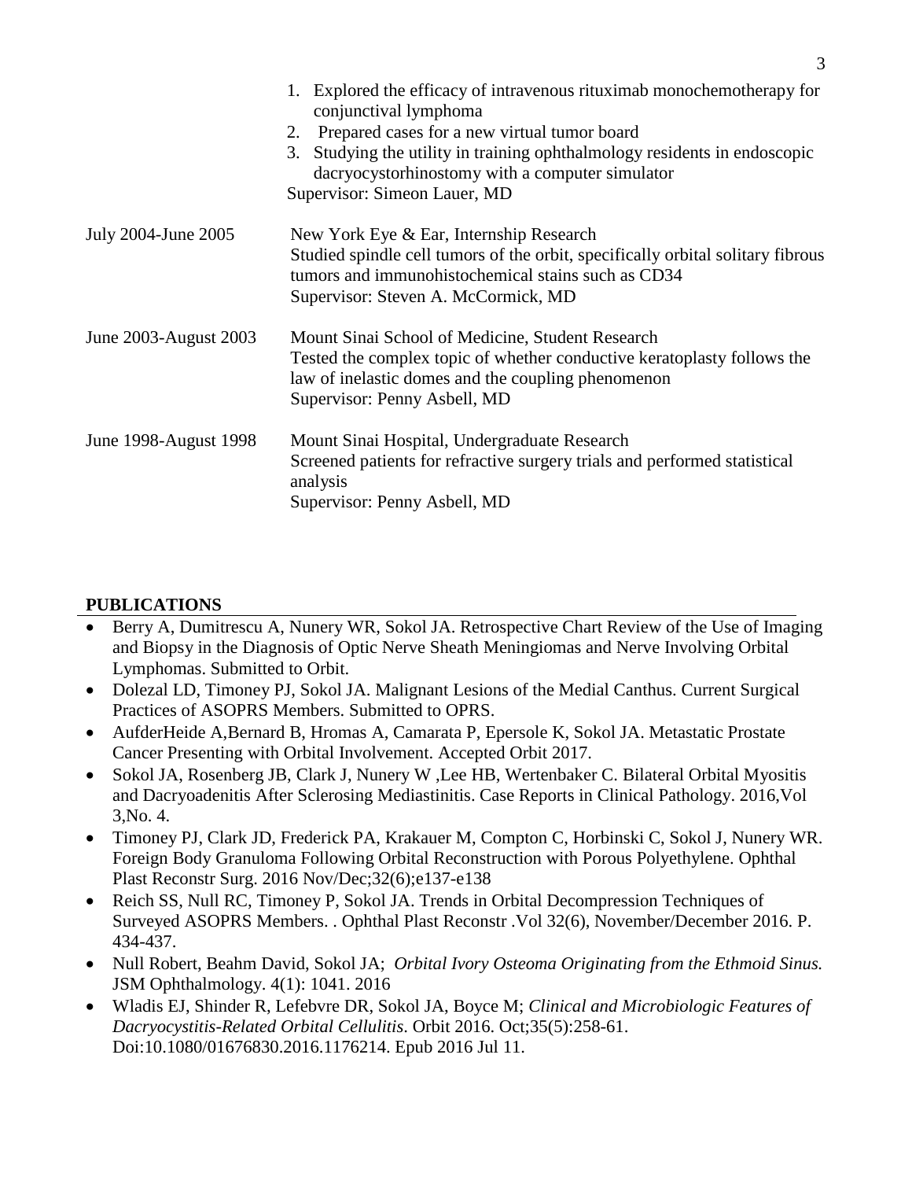1. Explored the efficacy of intravenous rituximab monochemotherapy for conjunctival lymphoma
2. Prepared cases for a new virtual tumor board
3. Studying the utility in training ophthalmology residents in endoscopic dacryocystorhinostomy with a computer simulator

Supervisor: Simeon Lauer, MD

July 2004-June 2005 — New York Eye & Ear, Internship Research
Studied spindle cell tumors of the orbit, specifically orbital solitary fibrous tumors and immunohistochemical stains such as CD34
Supervisor: Steven A. McCormick, MD

June 2003-August 2003 — Mount Sinai School of Medicine, Student Research
Tested the complex topic of whether conductive keratoplasty follows the law of inelastic domes and the coupling phenomenon
Supervisor: Penny Asbell, MD

June 1998-August 1998 — Mount Sinai Hospital, Undergraduate Research
Screened patients for refractive surgery trials and performed statistical analysis
Supervisor: Penny Asbell, MD

## PUBLICATIONS

- Berry A, Dumitrescu A, Nunery WR, Sokol JA. Retrospective Chart Review of the Use of Imaging and Biopsy in the Diagnosis of Optic Nerve Sheath Meningiomas and Nerve Involving Orbital Lymphomas. Submitted to Orbit.
- Dolezal LD, Timoney PJ, Sokol JA. Malignant Lesions of the Medial Canthus. Current Surgical Practices of ASOPRS Members. Submitted to OPRS.
- AufderHeide A,Bernard B, Hromas A, Camarata P, Epersole K, Sokol JA. Metastatic Prostate Cancer Presenting with Orbital Involvement. Accepted Orbit 2017.
- Sokol JA, Rosenberg JB, Clark J, Nunery W ,Lee HB, Wertenbaker C. Bilateral Orbital Myositis and Dacryoadenitis After Sclerosing Mediastinitis. Case Reports in Clinical Pathology. 2016,Vol 3,No. 4.
- Timoney PJ, Clark JD, Frederick PA, Krakauer M, Compton C, Horbinski C, Sokol J, Nunery WR. Foreign Body Granuloma Following Orbital Reconstruction with Porous Polyethylene. Ophthal Plast Reconstr Surg. 2016 Nov/Dec;32(6);e137-e138
- Reich SS, Null RC, Timoney P, Sokol JA. Trends in Orbital Decompression Techniques of Surveyed ASOPRS Members. . Ophthal Plast Reconstr .Vol 32(6), November/December 2016. P. 434-437.
- Null Robert, Beahm David, Sokol JA; *Orbital Ivory Osteoma Originating from the Ethmoid Sinus.* JSM Ophthalmology. 4(1): 1041. 2016
- Wladis EJ, Shinder R, Lefebvre DR, Sokol JA, Boyce M; *Clinical and Microbiologic Features of Dacryocystitis-Related Orbital Cellulitis*. Orbit 2016. Oct;35(5):258-61. Doi:10.1080/01676830.2016.1176214. Epub 2016 Jul 11.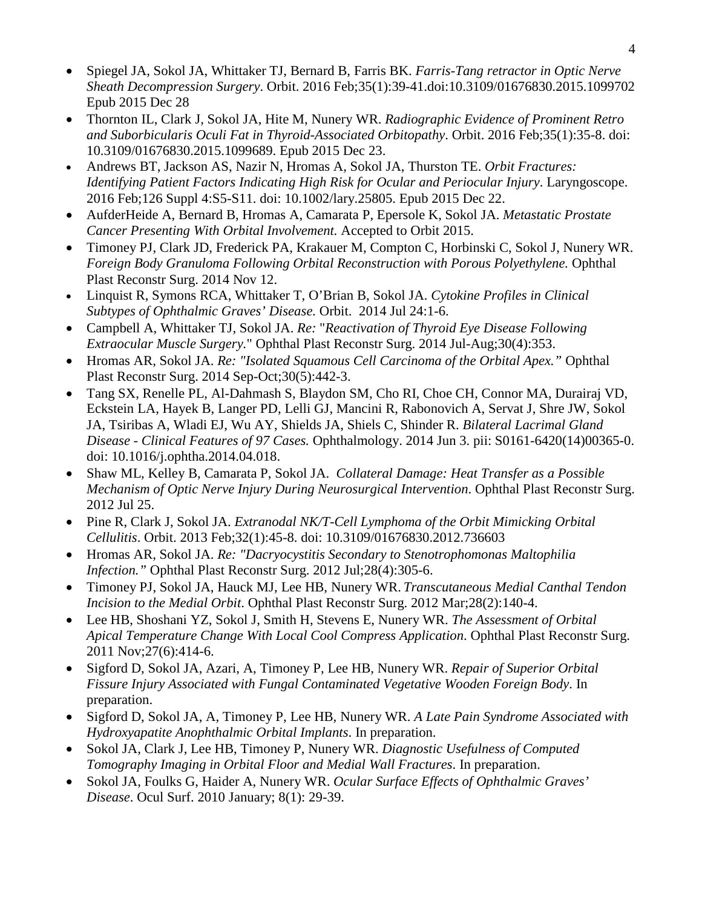- Spiegel JA, Sokol JA, Whittaker TJ, Bernard B, Farris BK. *Farris-Tang retractor in Optic Nerve Sheath Decompression Surgery*. Orbit. 2016 Feb;35(1):39-41.doi:10.3109/01676830.2015.1099702 Epub 2015 Dec 28
- Thornton IL, Clark J, Sokol JA, Hite M, Nunery WR. *Radiographic Evidence of Prominent Retro and Suborbicularis Oculi Fat in Thyroid-Associated Orbitopathy*. Orbit. 2016 Feb;35(1):35-8. doi: 10.3109/01676830.2015.1099689. Epub 2015 Dec 23.
- Andrews BT, Jackson AS, Nazir N, Hromas A, Sokol JA, Thurston TE. *Orbit Fractures: Identifying Patient Factors Indicating High Risk for Ocular and Periocular Injury*. Laryngoscope. 2016 Feb;126 Suppl 4:S5-S11. doi: 10.1002/lary.25805. Epub 2015 Dec 22.
- AufderHeide A, Bernard B, Hromas A, Camarata P, Epersole K, Sokol JA. *Metastatic Prostate Cancer Presenting With Orbital Involvement.* Accepted to Orbit 2015.
- Timoney PJ, Clark JD, Frederick PA, Krakauer M, Compton C, Horbinski C, Sokol J, Nunery WR. *Foreign Body Granuloma Following Orbital Reconstruction with Porous Polyethylene.* Ophthal Plast Reconstr Surg. 2014 Nov 12.
- Linquist R, Symons RCA, Whittaker T, O'Brian B, Sokol JA. *Cytokine Profiles in Clinical Subtypes of Ophthalmic Graves' Disease.* Orbit. 2014 Jul 24:1-6.
- Campbell A, Whittaker TJ, Sokol JA. *Re:* "*Reactivation of Thyroid Eye Disease Following Extraocular Muscle Surgery.*" Ophthal Plast Reconstr Surg. 2014 Jul-Aug;30(4):353.
- Hromas AR, Sokol JA. *Re: "Isolated Squamous Cell Carcinoma of the Orbital Apex."* Ophthal Plast Reconstr Surg. 2014 Sep-Oct;30(5):442-3.
- Tang SX, Renelle PL, Al-Dahmash S, Blaydon SM, Cho RI, Choe CH, Connor MA, Durairaj VD, Eckstein LA, Hayek B, Langer PD, Lelli GJ, Mancini R, Rabonovich A, Servat J, Shre JW, Sokol JA, Tsiribas A, Wladi EJ, Wu AY, Shields JA, Shiels C, Shinder R. *Bilateral Lacrimal Gland Disease - Clinical Features of 97 Cases.* Ophthalmology. 2014 Jun 3. pii: S0161-6420(14)00365-0. doi: 10.1016/j.ophtha.2014.04.018.
- Shaw ML, Kelley B, Camarata P, Sokol JA. *Collateral Damage: Heat Transfer as a Possible Mechanism of Optic Nerve Injury During Neurosurgical Intervention*. Ophthal Plast Reconstr Surg. 2012 Jul 25.
- Pine R, Clark J, Sokol JA. *Extranodal NK/T-Cell Lymphoma of the Orbit Mimicking Orbital Cellulitis*. Orbit. 2013 Feb;32(1):45-8. doi: 10.3109/01676830.2012.736603
- Hromas AR, Sokol JA. *Re: "Dacryocystitis Secondary to Stenotrophomonas Maltophilia Infection."* Ophthal Plast Reconstr Surg. 2012 Jul;28(4):305-6.
- Timoney PJ, Sokol JA, Hauck MJ, Lee HB, Nunery WR. *Transcutaneous Medial Canthal Tendon Incision to the Medial Orbit*. Ophthal Plast Reconstr Surg. 2012 Mar;28(2):140-4.
- Lee HB, Shoshani YZ, Sokol J, Smith H, Stevens E, Nunery WR. *The Assessment of Orbital Apical Temperature Change With Local Cool Compress Application*. Ophthal Plast Reconstr Surg. 2011 Nov;27(6):414-6.
- Sigford D, Sokol JA, Azari, A, Timoney P, Lee HB, Nunery WR. *Repair of Superior Orbital Fissure Injury Associated with Fungal Contaminated Vegetative Wooden Foreign Body*. In preparation.
- Sigford D, Sokol JA, A, Timoney P, Lee HB, Nunery WR. *A Late Pain Syndrome Associated with Hydroxyapatite Anophthalmic Orbital Implants*. In preparation.
- Sokol JA, Clark J, Lee HB, Timoney P, Nunery WR. *Diagnostic Usefulness of Computed Tomography Imaging in Orbital Floor and Medial Wall Fractures*. In preparation.
- Sokol JA, Foulks G, Haider A, Nunery WR. *Ocular Surface Effects of Ophthalmic Graves' Disease*. Ocul Surf. 2010 January; 8(1): 29-39.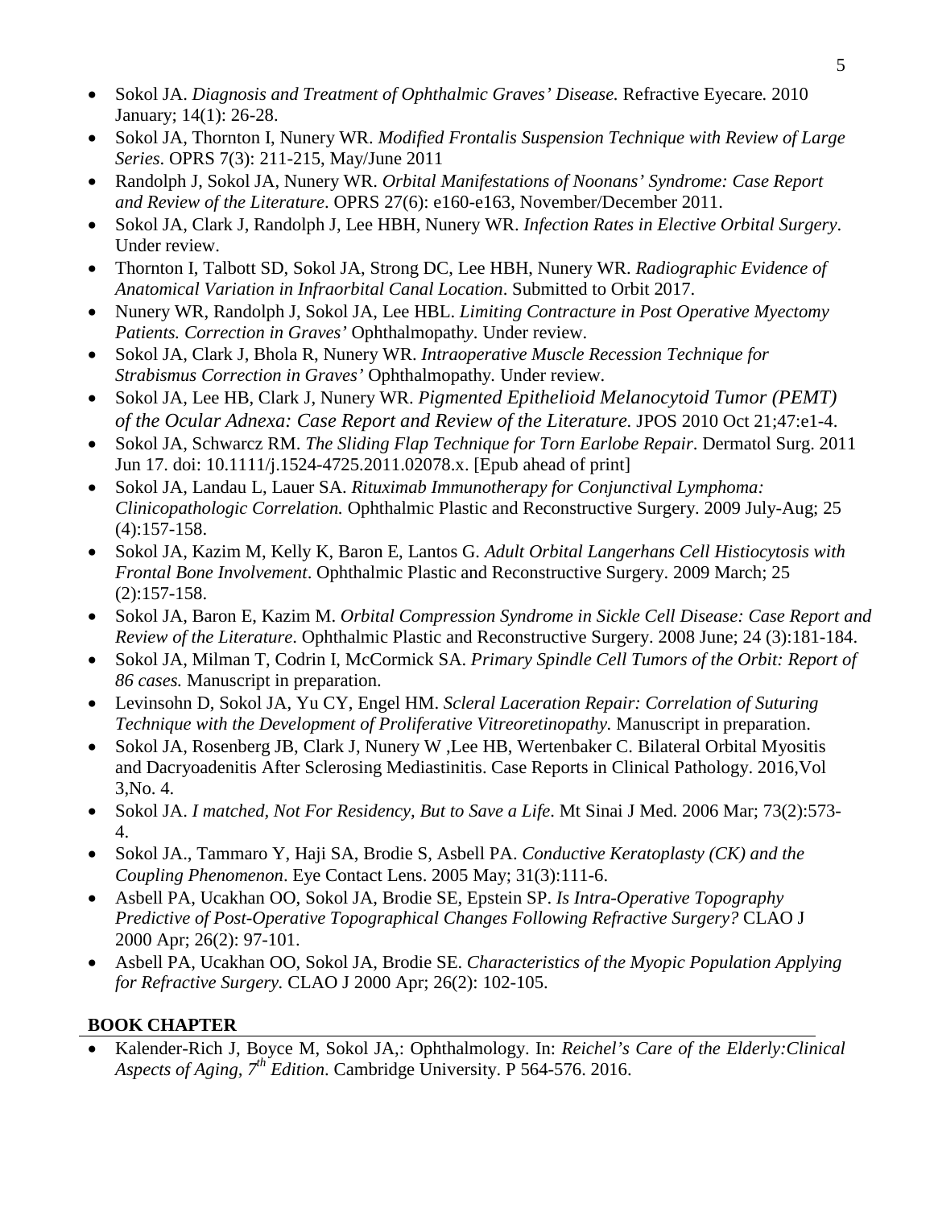- Sokol JA. *Diagnosis and Treatment of Ophthalmic Graves' Disease.* Refractive Eyecare. 2010 January; 14(1): 26-28.
- Sokol JA, Thornton I, Nunery WR. *Modified Frontalis Suspension Technique with Review of Large Series.* OPRS 7(3): 211-215, May/June 2011
- Randolph J, Sokol JA, Nunery WR. *Orbital Manifestations of Noonans' Syndrome: Case Report and Review of the Literature*. OPRS 27(6): e160-e163, November/December 2011.
- Sokol JA, Clark J, Randolph J, Lee HBH, Nunery WR. *Infection Rates in Elective Orbital Surgery*. Under review.
- Thornton I, Talbott SD, Sokol JA, Strong DC, Lee HBH, Nunery WR. *Radiographic Evidence of Anatomical Variation in Infraorbital Canal Location*. Submitted to Orbit 2017.
- Nunery WR, Randolph J, Sokol JA, Lee HBL. *Limiting Contracture in Post Operative Myectomy Patients. Correction in Graves'* Ophthalmopathy. Under review.
- Sokol JA, Clark J, Bhola R, Nunery WR. *Intraoperative Muscle Recession Technique for Strabismus Correction in Graves'* Ophthalmopathy. Under review.
- Sokol JA, Lee HB, Clark J, Nunery WR. *Pigmented Epithelioid Melanocytoid Tumor (PEMT) of the Ocular Adnexa: Case Report and Review of the Literature*. JPOS 2010 Oct 21;47:e1-4.
- Sokol JA, Schwarcz RM. *The Sliding Flap Technique for Torn Earlobe Repair*. Dermatol Surg. 2011 Jun 17. doi: 10.1111/j.1524-4725.2011.02078.x. [Epub ahead of print]
- Sokol JA, Landau L, Lauer SA. *Rituximab Immunotherapy for Conjunctival Lymphoma: Clinicopathologic Correlation.* Ophthalmic Plastic and Reconstructive Surgery. 2009 July-Aug; 25 (4):157-158.
- Sokol JA, Kazim M, Kelly K, Baron E, Lantos G. *Adult Orbital Langerhans Cell Histiocytosis with Frontal Bone Involvement*. Ophthalmic Plastic and Reconstructive Surgery. 2009 March; 25 (2):157-158.
- Sokol JA, Baron E, Kazim M. *Orbital Compression Syndrome in Sickle Cell Disease: Case Report and Review of the Literature.* Ophthalmic Plastic and Reconstructive Surgery. 2008 June; 24 (3):181-184.
- Sokol JA, Milman T, Codrin I, McCormick SA. *Primary Spindle Cell Tumors of the Orbit: Report of 86 cases.* Manuscript in preparation.
- Levinsohn D, Sokol JA, Yu CY, Engel HM. *Scleral Laceration Repair: Correlation of Suturing Technique with the Development of Proliferative Vitreoretinopathy.* Manuscript in preparation.
- Sokol JA, Rosenberg JB, Clark J, Nunery W ,Lee HB, Wertenbaker C. Bilateral Orbital Myositis and Dacryoadenitis After Sclerosing Mediastinitis. Case Reports in Clinical Pathology. 2016,Vol 3,No. 4.
- Sokol JA. *I matched, Not For Residency, But to Save a Life*. Mt Sinai J Med. 2006 Mar; 73(2):573-4.
- Sokol JA., Tammaro Y, Haji SA, Brodie S, Asbell PA. *Conductive Keratoplasty (CK) and the Coupling Phenomenon*. Eye Contact Lens. 2005 May; 31(3):111-6.
- Asbell PA, Ucakhan OO, Sokol JA, Brodie SE, Epstein SP. *Is Intra-Operative Topography Predictive of Post-Operative Topographical Changes Following Refractive Surgery?* CLAO J 2000 Apr; 26(2): 97-101.
- Asbell PA, Ucakhan OO, Sokol JA, Brodie SE. *Characteristics of the Myopic Population Applying for Refractive Surgery.* CLAO J 2000 Apr; 26(2): 102-105.

## BOOK CHAPTER

- Kalender-Rich J, Boyce M, Sokol JA,: Ophthalmology. In: *Reichel's Care of the Elderly:Clinical Aspects of Aging, 7th Edition*. Cambridge University. P 564-576. 2016.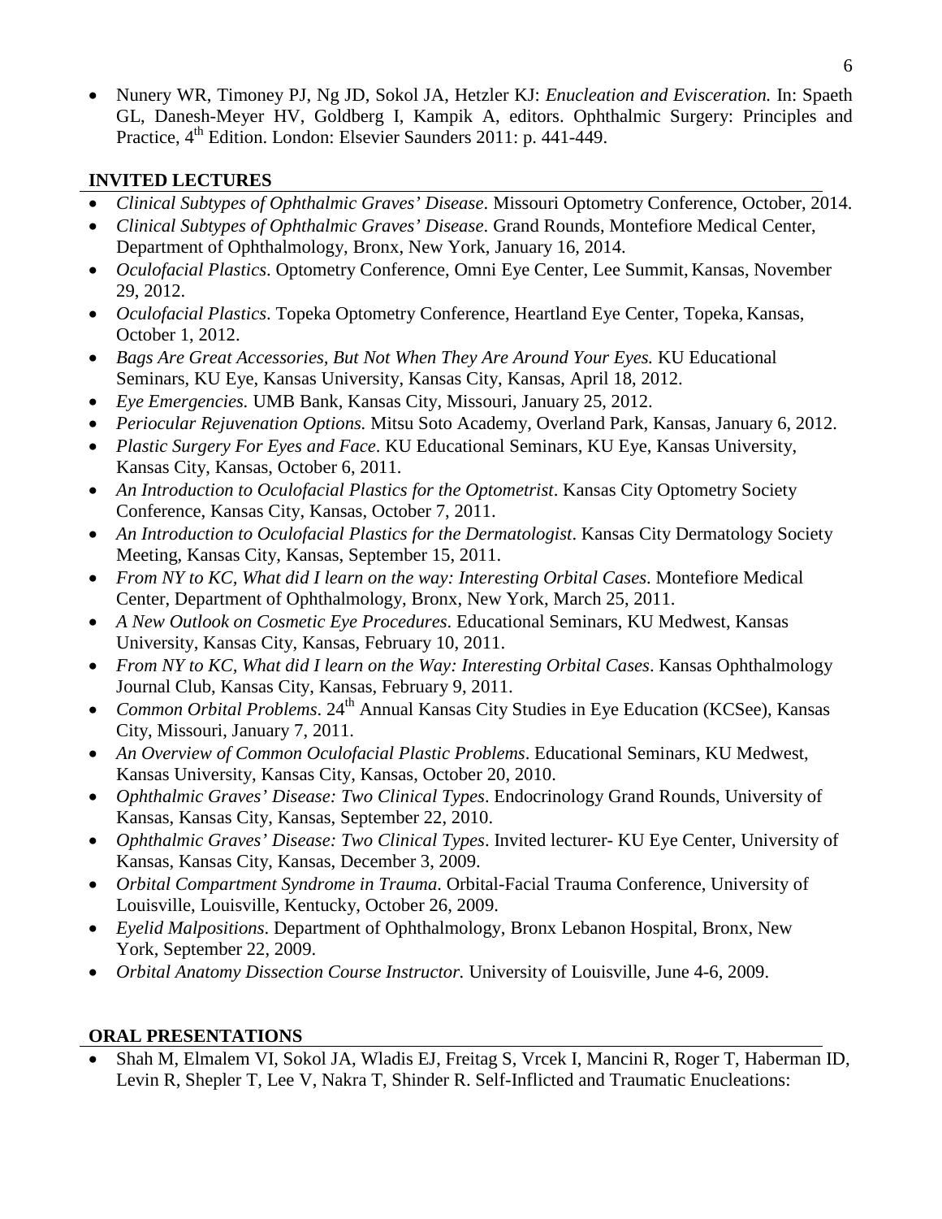- Nunery WR, Timoney PJ, Ng JD, Sokol JA, Hetzler KJ: *Enucleation and Evisceration.* In: Spaeth GL, Danesh-Meyer HV, Goldberg I, Kampik A, editors. Ophthalmic Surgery: Principles and Practice, 4th Edition. London: Elsevier Saunders 2011: p. 441-449.

## INVITED LECTURES

- *Clinical Subtypes of Ophthalmic Graves' Disease*. Missouri Optometry Conference, October, 2014.
- *Clinical Subtypes of Ophthalmic Graves' Disease*. Grand Rounds, Montefiore Medical Center, Department of Ophthalmology, Bronx, New York, January 16, 2014.
- *Oculofacial Plastics*. Optometry Conference, Omni Eye Center, Lee Summit, Kansas, November 29, 2012.
- *Oculofacial Plastics*. Topeka Optometry Conference, Heartland Eye Center, Topeka, Kansas, October 1, 2012.
- *Bags Are Great Accessories, But Not When They Are Around Your Eyes.* KU Educational Seminars, KU Eye, Kansas University, Kansas City, Kansas, April 18, 2012.
- *Eye Emergencies.* UMB Bank, Kansas City, Missouri, January 25, 2012.
- *Periocular Rejuvenation Options.* Mitsu Soto Academy, Overland Park, Kansas, January 6, 2012.
- *Plastic Surgery For Eyes and Face*. KU Educational Seminars, KU Eye, Kansas University, Kansas City, Kansas, October 6, 2011.
- *An Introduction to Oculofacial Plastics for the Optometrist*. Kansas City Optometry Society Conference, Kansas City, Kansas, October 7, 2011.
- *An Introduction to Oculofacial Plastics for the Dermatologist*. Kansas City Dermatology Society Meeting, Kansas City, Kansas, September 15, 2011.
- *From NY to KC, What did I learn on the way: Interesting Orbital Cases*. Montefiore Medical Center, Department of Ophthalmology, Bronx, New York, March 25, 2011.
- *A New Outlook on Cosmetic Eye Procedures*. Educational Seminars, KU Medwest, Kansas University, Kansas City, Kansas, February 10, 2011.
- *From NY to KC, What did I learn on the Way: Interesting Orbital Cases*. Kansas Ophthalmology Journal Club, Kansas City, Kansas, February 9, 2011.
- *Common Orbital Problems*. 24th Annual Kansas City Studies in Eye Education (KCSee), Kansas City, Missouri, January 7, 2011.
- *An Overview of Common Oculofacial Plastic Problems*. Educational Seminars, KU Medwest, Kansas University, Kansas City, Kansas, October 20, 2010.
- *Ophthalmic Graves' Disease: Two Clinical Types*. Endocrinology Grand Rounds, University of Kansas, Kansas City, Kansas, September 22, 2010.
- *Ophthalmic Graves' Disease: Two Clinical Types*. Invited lecturer- KU Eye Center, University of Kansas, Kansas City, Kansas, December 3, 2009.
- *Orbital Compartment Syndrome in Trauma*. Orbital-Facial Trauma Conference, University of Louisville, Louisville, Kentucky, October 26, 2009.
- *Eyelid Malpositions*. Department of Ophthalmology, Bronx Lebanon Hospital, Bronx, New York, September 22, 2009.
- *Orbital Anatomy Dissection Course Instructor.* University of Louisville, June 4-6, 2009.

## ORAL PRESENTATIONS

- Shah M, Elmalem VI, Sokol JA, Wladis EJ, Freitag S, Vrcek I, Mancini R, Roger T, Haberman ID, Levin R, Shepler T, Lee V, Nakra T, Shinder R. Self-Inflicted and Traumatic Enucleations: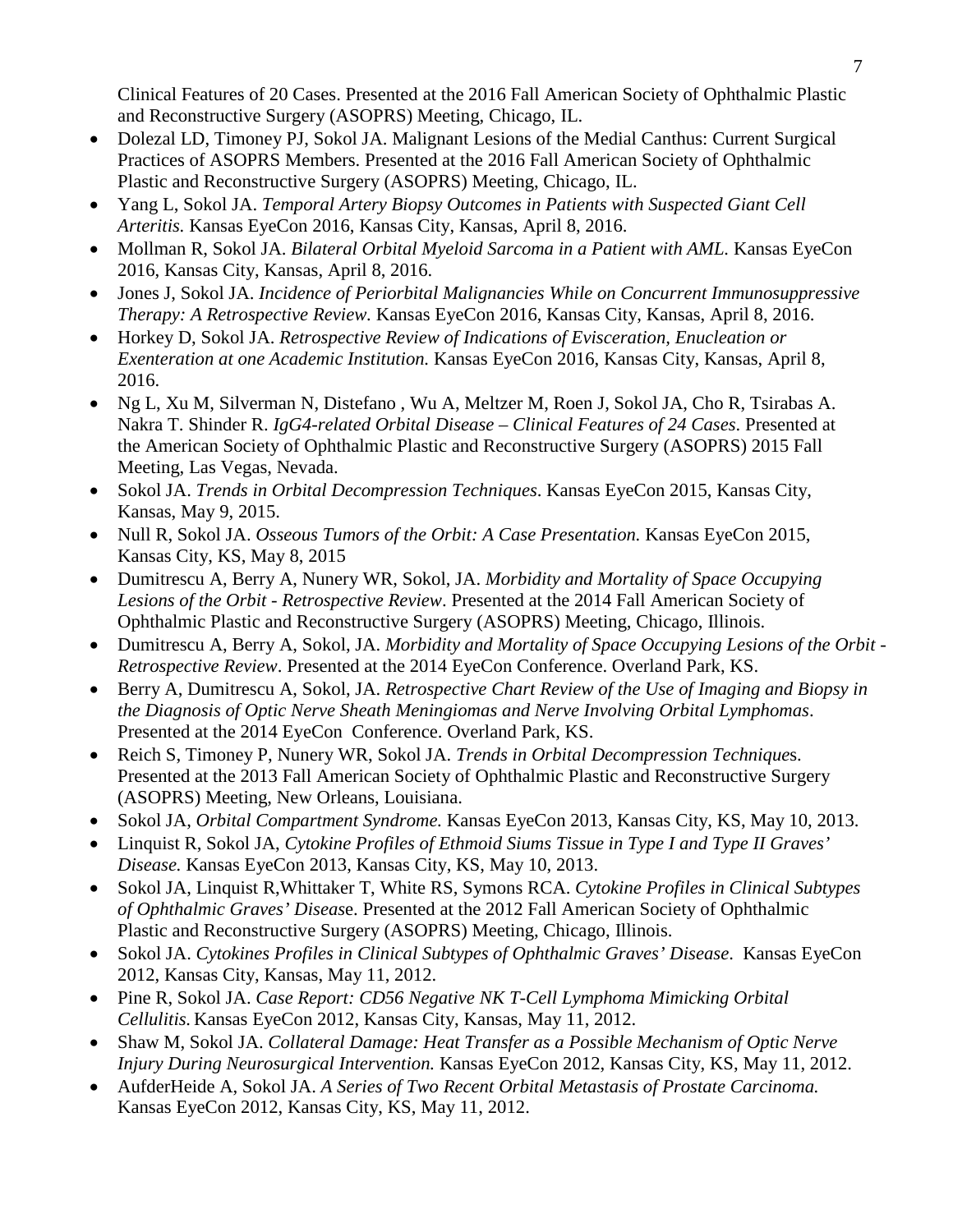Clinical Features of 20 Cases. Presented at the 2016 Fall American Society of Ophthalmic Plastic and Reconstructive Surgery (ASOPRS) Meeting, Chicago, IL.

- Dolezal LD, Timoney PJ, Sokol JA. Malignant Lesions of the Medial Canthus: Current Surgical Practices of ASOPRS Members. Presented at the 2016 Fall American Society of Ophthalmic Plastic and Reconstructive Surgery (ASOPRS) Meeting, Chicago, IL.
- Yang L, Sokol JA. *Temporal Artery Biopsy Outcomes in Patients with Suspected Giant Cell Arteritis.* Kansas EyeCon 2016, Kansas City, Kansas, April 8, 2016.
- Mollman R, Sokol JA. *Bilateral Orbital Myeloid Sarcoma in a Patient with AML.* Kansas EyeCon 2016, Kansas City, Kansas, April 8, 2016.
- Jones J, Sokol JA. *Incidence of Periorbital Malignancies While on Concurrent Immunosuppressive Therapy: A Retrospective Review.* Kansas EyeCon 2016, Kansas City, Kansas, April 8, 2016.
- Horkey D, Sokol JA. *Retrospective Review of Indications of Evisceration, Enucleation or Exenteration at one Academic Institution.* Kansas EyeCon 2016, Kansas City, Kansas, April 8, 2016.
- Ng L, Xu M, Silverman N, Distefano , Wu A, Meltzer M, Roen J, Sokol JA, Cho R, Tsirabas A. Nakra T. Shinder R. *IgG4-related Orbital Disease – Clinical Features of 24 Cases*. Presented at the American Society of Ophthalmic Plastic and Reconstructive Surgery (ASOPRS) 2015 Fall Meeting, Las Vegas, Nevada.
- Sokol JA. *Trends in Orbital Decompression Techniques*. Kansas EyeCon 2015, Kansas City, Kansas, May 9, 2015.
- Null R, Sokol JA. *Osseous Tumors of the Orbit: A Case Presentation.* Kansas EyeCon 2015, Kansas City, KS, May 8, 2015
- Dumitrescu A, Berry A, Nunery WR, Sokol, JA. *Morbidity and Mortality of Space Occupying Lesions of the Orbit - Retrospective Review*. Presented at the 2014 Fall American Society of Ophthalmic Plastic and Reconstructive Surgery (ASOPRS) Meeting, Chicago, Illinois.
- Dumitrescu A, Berry A, Sokol, JA. *Morbidity and Mortality of Space Occupying Lesions of the Orbit - Retrospective Review*. Presented at the 2014 EyeCon Conference. Overland Park, KS.
- Berry A, Dumitrescu A, Sokol, JA. *Retrospective Chart Review of the Use of Imaging and Biopsy in the Diagnosis of Optic Nerve Sheath Meningiomas and Nerve Involving Orbital Lymphomas*. Presented at the 2014 EyeCon Conference. Overland Park, KS.
- Reich S, Timoney P, Nunery WR, Sokol JA. *Trends in Orbital Decompression Techniques*. Presented at the 2013 Fall American Society of Ophthalmic Plastic and Reconstructive Surgery (ASOPRS) Meeting, New Orleans, Louisiana.
- Sokol JA, *Orbital Compartment Syndrome.* Kansas EyeCon 2013, Kansas City, KS, May 10, 2013.
- Linquist R, Sokol JA, *Cytokine Profiles of Ethmoid Siums Tissue in Type I and Type II Graves' Disease.* Kansas EyeCon 2013, Kansas City, KS, May 10, 2013.
- Sokol JA, Linquist R,Whittaker T, White RS, Symons RCA. *Cytokine Profiles in Clinical Subtypes of Ophthalmic Graves' Disease*. Presented at the 2012 Fall American Society of Ophthalmic Plastic and Reconstructive Surgery (ASOPRS) Meeting, Chicago, Illinois.
- Sokol JA. *Cytokines Profiles in Clinical Subtypes of Ophthalmic Graves' Disease*. Kansas EyeCon 2012, Kansas City, Kansas, May 11, 2012.
- Pine R, Sokol JA. *Case Report: CD56 Negative NK T-Cell Lymphoma Mimicking Orbital Cellulitis.* Kansas EyeCon 2012, Kansas City, Kansas, May 11, 2012.
- Shaw M, Sokol JA. *Collateral Damage: Heat Transfer as a Possible Mechanism of Optic Nerve Injury During Neurosurgical Intervention.* Kansas EyeCon 2012, Kansas City, KS, May 11, 2012.
- AufderHeide A, Sokol JA. *A Series of Two Recent Orbital Metastasis of Prostate Carcinoma.* Kansas EyeCon 2012, Kansas City, KS, May 11, 2012.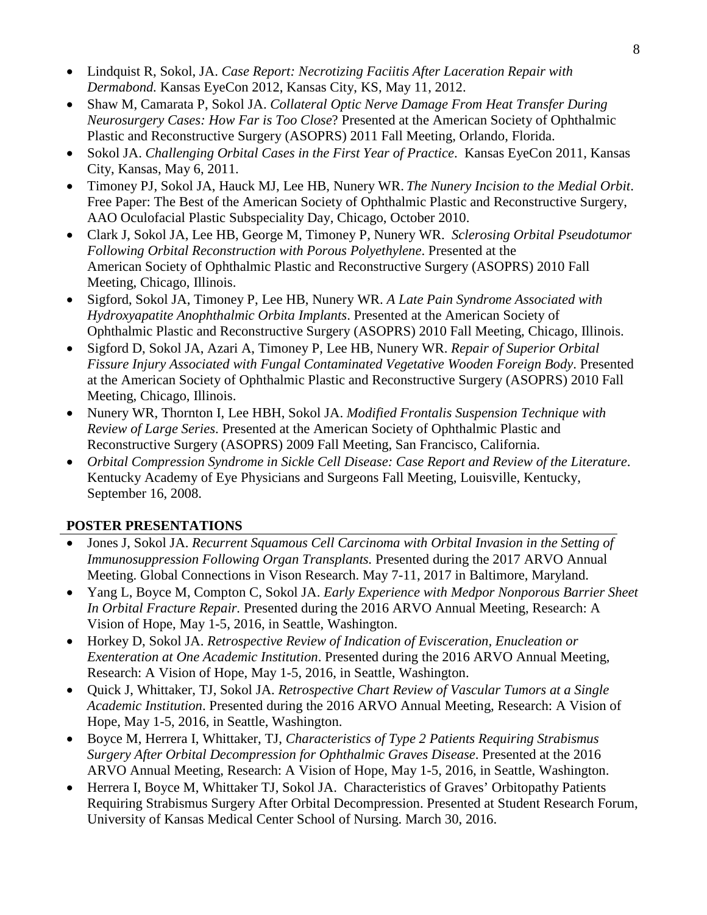- Lindquist R, Sokol, JA. *Case Report: Necrotizing Faciitis After Laceration Repair with Dermabond.* Kansas EyeCon 2012, Kansas City, KS, May 11, 2012.
- Shaw M, Camarata P, Sokol JA. *Collateral Optic Nerve Damage From Heat Transfer During Neurosurgery Cases: How Far is Too Close*? Presented at the American Society of Ophthalmic Plastic and Reconstructive Surgery (ASOPRS) 2011 Fall Meeting, Orlando, Florida.
- Sokol JA. *Challenging Orbital Cases in the First Year of Practice*. Kansas EyeCon 2011, Kansas City, Kansas, May 6, 2011.
- Timoney PJ, Sokol JA, Hauck MJ, Lee HB, Nunery WR. *The Nunery Incision to the Medial Orbit*. Free Paper: The Best of the American Society of Ophthalmic Plastic and Reconstructive Surgery, AAO Oculofacial Plastic Subspeciality Day, Chicago, October 2010.
- Clark J, Sokol JA, Lee HB, George M, Timoney P, Nunery WR. *Sclerosing Orbital Pseudotumor Following Orbital Reconstruction with Porous Polyethylene*. Presented at the American Society of Ophthalmic Plastic and Reconstructive Surgery (ASOPRS) 2010 Fall Meeting, Chicago, Illinois.
- Sigford, Sokol JA, Timoney P, Lee HB, Nunery WR. *A Late Pain Syndrome Associated with Hydroxyapatite Anophthalmic Orbita Implants*. Presented at the American Society of Ophthalmic Plastic and Reconstructive Surgery (ASOPRS) 2010 Fall Meeting, Chicago, Illinois.
- Sigford D, Sokol JA, Azari A, Timoney P, Lee HB, Nunery WR. *Repair of Superior Orbital Fissure Injury Associated with Fungal Contaminated Vegetative Wooden Foreign Body*. Presented at the American Society of Ophthalmic Plastic and Reconstructive Surgery (ASOPRS) 2010 Fall Meeting, Chicago, Illinois.
- Nunery WR, Thornton I, Lee HBH, Sokol JA. *Modified Frontalis Suspension Technique with Review of Large Series*. Presented at the American Society of Ophthalmic Plastic and Reconstructive Surgery (ASOPRS) 2009 Fall Meeting, San Francisco, California.
- *Orbital Compression Syndrome in Sickle Cell Disease: Case Report and Review of the Literature*. Kentucky Academy of Eye Physicians and Surgeons Fall Meeting, Louisville, Kentucky, September 16, 2008.

## POSTER PRESENTATIONS

- Jones J, Sokol JA. *Recurrent Squamous Cell Carcinoma with Orbital Invasion in the Setting of Immunosuppression Following Organ Transplants.* Presented during the 2017 ARVO Annual Meeting. Global Connections in Vison Research. May 7-11, 2017 in Baltimore, Maryland.
- Yang L, Boyce M, Compton C, Sokol JA. *Early Experience with Medpor Nonporous Barrier Sheet In Orbital Fracture Repair.* Presented during the 2016 ARVO Annual Meeting, Research: A Vision of Hope, May 1-5, 2016, in Seattle, Washington.
- Horkey D, Sokol JA. *Retrospective Review of Indication of Evisceration, Enucleation or Exenteration at One Academic Institution*. Presented during the 2016 ARVO Annual Meeting, Research: A Vision of Hope, May 1-5, 2016, in Seattle, Washington.
- Quick J, Whittaker, TJ, Sokol JA. *Retrospective Chart Review of Vascular Tumors at a Single Academic Institution*. Presented during the 2016 ARVO Annual Meeting, Research: A Vision of Hope, May 1-5, 2016, in Seattle, Washington.
- Boyce M, Herrera I, Whittaker, TJ, *Characteristics of Type 2 Patients Requiring Strabismus Surgery After Orbital Decompression for Ophthalmic Graves Disease*. Presented at the 2016 ARVO Annual Meeting, Research: A Vision of Hope, May 1-5, 2016, in Seattle, Washington.
- Herrera I, Boyce M, Whittaker TJ, Sokol JA. Characteristics of Graves' Orbitopathy Patients Requiring Strabismus Surgery After Orbital Decompression. Presented at Student Research Forum, University of Kansas Medical Center School of Nursing. March 30, 2016.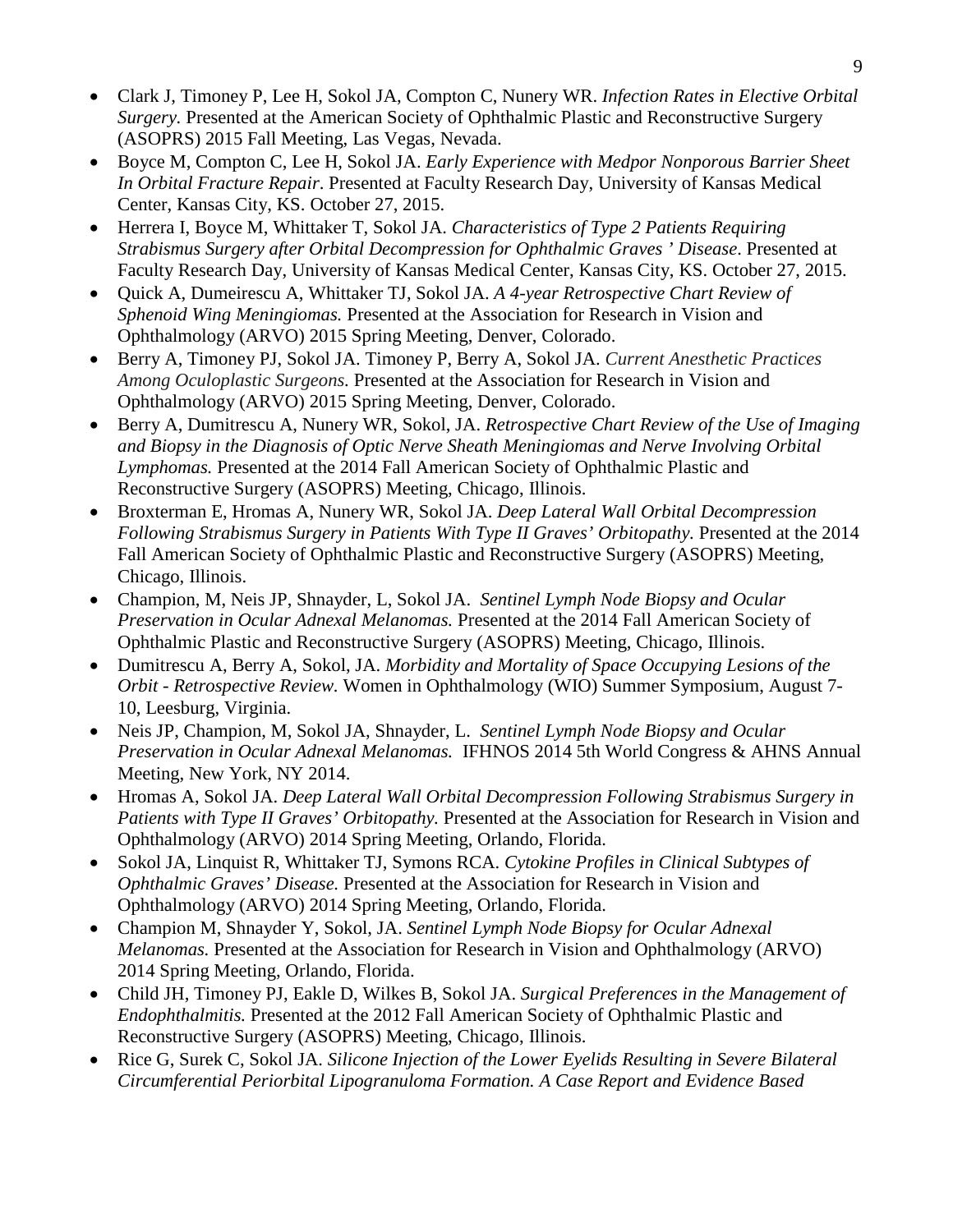- Clark J, Timoney P, Lee H, Sokol JA, Compton C, Nunery WR. *Infection Rates in Elective Orbital Surgery.* Presented at the American Society of Ophthalmic Plastic and Reconstructive Surgery (ASOPRS) 2015 Fall Meeting, Las Vegas, Nevada.
- Boyce M, Compton C, Lee H, Sokol JA. *Early Experience with Medpor Nonporous Barrier Sheet In Orbital Fracture Repair*. Presented at Faculty Research Day, University of Kansas Medical Center, Kansas City, KS. October 27, 2015.
- Herrera I, Boyce M, Whittaker T, Sokol JA. *Characteristics of Type 2 Patients Requiring Strabismus Surgery after Orbital Decompression for Ophthalmic Graves ' Disease*. Presented at Faculty Research Day, University of Kansas Medical Center, Kansas City, KS. October 27, 2015.
- Quick A, Dumeirescu A, Whittaker TJ, Sokol JA. *A 4-year Retrospective Chart Review of Sphenoid Wing Meningiomas.* Presented at the Association for Research in Vision and Ophthalmology (ARVO) 2015 Spring Meeting, Denver, Colorado.
- Berry A, Timoney PJ, Sokol JA. Timoney P, Berry A, Sokol JA. *Current Anesthetic Practices Among Oculoplastic Surgeons.* Presented at the Association for Research in Vision and Ophthalmology (ARVO) 2015 Spring Meeting, Denver, Colorado.
- Berry A, Dumitrescu A, Nunery WR, Sokol, JA. *Retrospective Chart Review of the Use of Imaging and Biopsy in the Diagnosis of Optic Nerve Sheath Meningiomas and Nerve Involving Orbital Lymphomas.* Presented at the 2014 Fall American Society of Ophthalmic Plastic and Reconstructive Surgery (ASOPRS) Meeting, Chicago, Illinois.
- Broxterman E, Hromas A, Nunery WR, Sokol JA. *Deep Lateral Wall Orbital Decompression Following Strabismus Surgery in Patients With Type II Graves' Orbitopathy.* Presented at the 2014 Fall American Society of Ophthalmic Plastic and Reconstructive Surgery (ASOPRS) Meeting, Chicago, Illinois.
- Champion, M, Neis JP, Shnayder, L, Sokol JA. *Sentinel Lymph Node Biopsy and Ocular Preservation in Ocular Adnexal Melanomas.* Presented at the 2014 Fall American Society of Ophthalmic Plastic and Reconstructive Surgery (ASOPRS) Meeting, Chicago, Illinois.
- Dumitrescu A, Berry A, Sokol, JA. *Morbidity and Mortality of Space Occupying Lesions of the Orbit - Retrospective Review.* Women in Ophthalmology (WIO) Summer Symposium, August 7-10, Leesburg, Virginia.
- Neis JP, Champion, M, Sokol JA, Shnayder, L. *Sentinel Lymph Node Biopsy and Ocular Preservation in Ocular Adnexal Melanomas.* IFHNOS 2014 5th World Congress & AHNS Annual Meeting, New York, NY 2014.
- Hromas A, Sokol JA. *Deep Lateral Wall Orbital Decompression Following Strabismus Surgery in Patients with Type II Graves' Orbitopathy.* Presented at the Association for Research in Vision and Ophthalmology (ARVO) 2014 Spring Meeting, Orlando, Florida.
- Sokol JA, Linquist R, Whittaker TJ, Symons RCA. *Cytokine Profiles in Clinical Subtypes of Ophthalmic Graves' Disease.* Presented at the Association for Research in Vision and Ophthalmology (ARVO) 2014 Spring Meeting, Orlando, Florida.
- Champion M, Shnayder Y, Sokol, JA. *Sentinel Lymph Node Biopsy for Ocular Adnexal Melanomas.* Presented at the Association for Research in Vision and Ophthalmology (ARVO) 2014 Spring Meeting, Orlando, Florida.
- Child JH, Timoney PJ, Eakle D, Wilkes B, Sokol JA. *Surgical Preferences in the Management of Endophthalmitis.* Presented at the 2012 Fall American Society of Ophthalmic Plastic and Reconstructive Surgery (ASOPRS) Meeting, Chicago, Illinois.
- Rice G, Surek C, Sokol JA. *Silicone Injection of the Lower Eyelids Resulting in Severe Bilateral Circumferential Periorbital Lipogranuloma Formation. A Case Report and Evidence Based*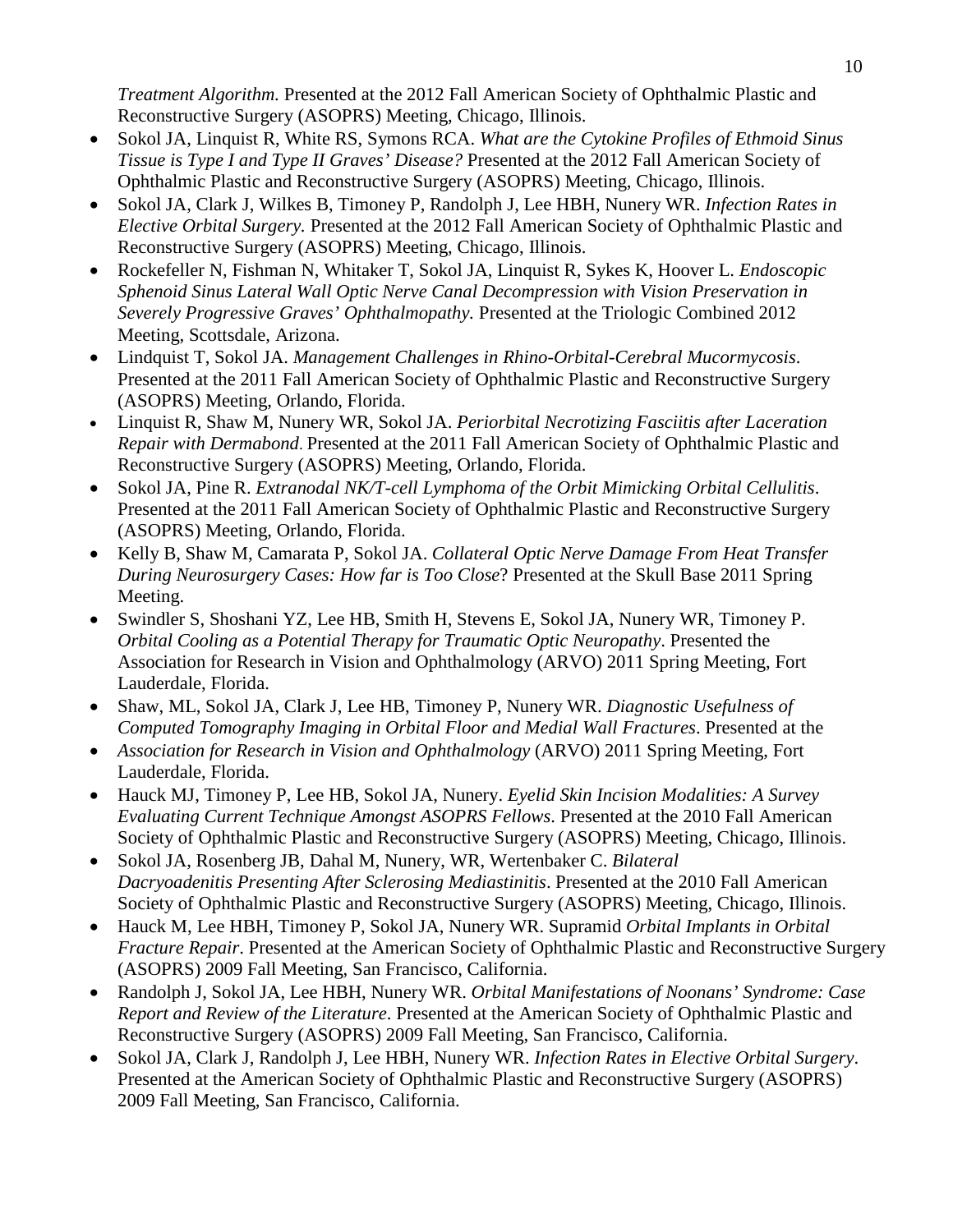*Treatment Algorithm.* Presented at the 2012 Fall American Society of Ophthalmic Plastic and Reconstructive Surgery (ASOPRS) Meeting, Chicago, Illinois.

- Sokol JA, Linquist R, White RS, Symons RCA. *What are the Cytokine Profiles of Ethmoid Sinus Tissue is Type I and Type II Graves' Disease?* Presented at the 2012 Fall American Society of Ophthalmic Plastic and Reconstructive Surgery (ASOPRS) Meeting, Chicago, Illinois.
- Sokol JA, Clark J, Wilkes B, Timoney P, Randolph J, Lee HBH, Nunery WR. *Infection Rates in Elective Orbital Surgery.* Presented at the 2012 Fall American Society of Ophthalmic Plastic and Reconstructive Surgery (ASOPRS) Meeting, Chicago, Illinois.
- Rockefeller N, Fishman N, Whitaker T, Sokol JA, Linquist R, Sykes K, Hoover L. *Endoscopic Sphenoid Sinus Lateral Wall Optic Nerve Canal Decompression with Vision Preservation in Severely Progressive Graves' Ophthalmopathy.* Presented at the Triologic Combined 2012 Meeting, Scottsdale, Arizona.
- Lindquist T, Sokol JA. *Management Challenges in Rhino-Orbital-Cerebral Mucormycosis*. Presented at the 2011 Fall American Society of Ophthalmic Plastic and Reconstructive Surgery (ASOPRS) Meeting, Orlando, Florida.
- Linquist R, Shaw M, Nunery WR, Sokol JA. *Periorbital Necrotizing Fasciitis after Laceration Repair with Dermabond*. Presented at the 2011 Fall American Society of Ophthalmic Plastic and Reconstructive Surgery (ASOPRS) Meeting, Orlando, Florida.
- Sokol JA, Pine R. *Extranodal NK/T-cell Lymphoma of the Orbit Mimicking Orbital Cellulitis*. Presented at the 2011 Fall American Society of Ophthalmic Plastic and Reconstructive Surgery (ASOPRS) Meeting, Orlando, Florida.
- Kelly B, Shaw M, Camarata P, Sokol JA. *Collateral Optic Nerve Damage From Heat Transfer During Neurosurgery Cases: How far is Too Close*? Presented at the Skull Base 2011 Spring Meeting.
- Swindler S, Shoshani YZ, Lee HB, Smith H, Stevens E, Sokol JA, Nunery WR, Timoney P. *Orbital Cooling as a Potential Therapy for Traumatic Optic Neuropathy*. Presented the Association for Research in Vision and Ophthalmology (ARVO) 2011 Spring Meeting, Fort Lauderdale, Florida.
- Shaw, ML, Sokol JA, Clark J, Lee HB, Timoney P, Nunery WR. *Diagnostic Usefulness of Computed Tomography Imaging in Orbital Floor and Medial Wall Fractures*. Presented at the
- *Association for Research in Vision and Ophthalmology* (ARVO) 2011 Spring Meeting, Fort Lauderdale, Florida.
- Hauck MJ, Timoney P, Lee HB, Sokol JA, Nunery. *Eyelid Skin Incision Modalities: A Survey Evaluating Current Technique Amongst ASOPRS Fellows*. Presented at the 2010 Fall American Society of Ophthalmic Plastic and Reconstructive Surgery (ASOPRS) Meeting, Chicago, Illinois.
- Sokol JA, Rosenberg JB, Dahal M, Nunery, WR, Wertenbaker C. *Bilateral Dacryoadenitis Presenting After Sclerosing Mediastinitis*. Presented at the 2010 Fall American Society of Ophthalmic Plastic and Reconstructive Surgery (ASOPRS) Meeting, Chicago, Illinois.
- Hauck M, Lee HBH, Timoney P, Sokol JA, Nunery WR. Supramid *Orbital Implants in Orbital Fracture Repair*. Presented at the American Society of Ophthalmic Plastic and Reconstructive Surgery (ASOPRS) 2009 Fall Meeting, San Francisco, California.
- Randolph J, Sokol JA, Lee HBH, Nunery WR. *Orbital Manifestations of Noonans' Syndrome: Case Report and Review of the Literature*. Presented at the American Society of Ophthalmic Plastic and Reconstructive Surgery (ASOPRS) 2009 Fall Meeting, San Francisco, California.
- Sokol JA, Clark J, Randolph J, Lee HBH, Nunery WR. *Infection Rates in Elective Orbital Surgery*. Presented at the American Society of Ophthalmic Plastic and Reconstructive Surgery (ASOPRS) 2009 Fall Meeting, San Francisco, California.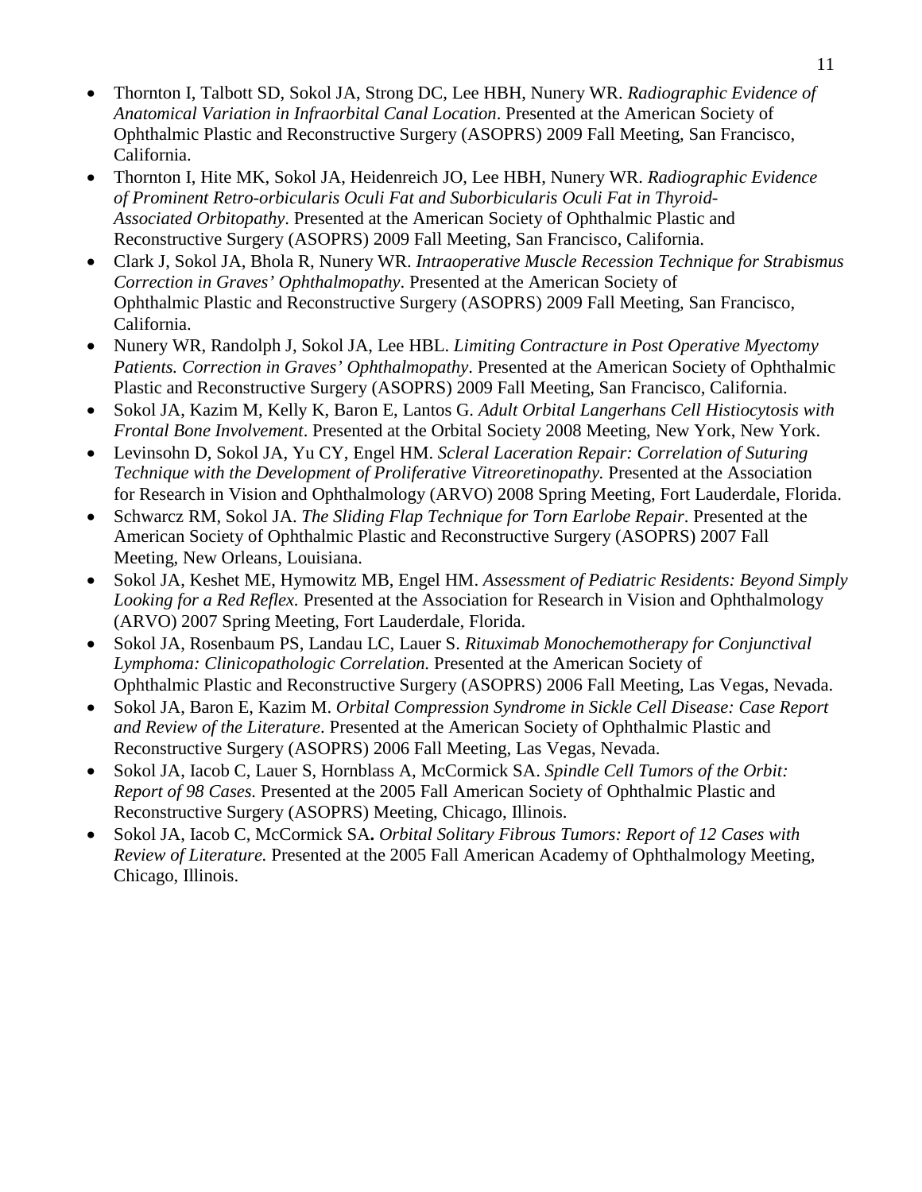- Thornton I, Talbott SD, Sokol JA, Strong DC, Lee HBH, Nunery WR. *Radiographic Evidence of Anatomical Variation in Infraorbital Canal Location*. Presented at the American Society of Ophthalmic Plastic and Reconstructive Surgery (ASOPRS) 2009 Fall Meeting, San Francisco, California.
- Thornton I, Hite MK, Sokol JA, Heidenreich JO, Lee HBH, Nunery WR. *Radiographic Evidence of Prominent Retro-orbicularis Oculi Fat and Suborbicularis Oculi Fat in Thyroid-Associated Orbitopathy*. Presented at the American Society of Ophthalmic Plastic and Reconstructive Surgery (ASOPRS) 2009 Fall Meeting, San Francisco, California.
- Clark J, Sokol JA, Bhola R, Nunery WR. *Intraoperative Muscle Recession Technique for Strabismus Correction in Graves' Ophthalmopathy*. Presented at the American Society of Ophthalmic Plastic and Reconstructive Surgery (ASOPRS) 2009 Fall Meeting, San Francisco, California.
- Nunery WR, Randolph J, Sokol JA, Lee HBL. *Limiting Contracture in Post Operative Myectomy Patients. Correction in Graves' Ophthalmopathy*. Presented at the American Society of Ophthalmic Plastic and Reconstructive Surgery (ASOPRS) 2009 Fall Meeting, San Francisco, California.
- Sokol JA, Kazim M, Kelly K, Baron E, Lantos G. *Adult Orbital Langerhans Cell Histiocytosis with Frontal Bone Involvement*. Presented at the Orbital Society 2008 Meeting, New York, New York.
- Levinsohn D, Sokol JA, Yu CY, Engel HM. *Scleral Laceration Repair: Correlation of Suturing Technique with the Development of Proliferative Vitreoretinopathy.* Presented at the Association for Research in Vision and Ophthalmology (ARVO) 2008 Spring Meeting, Fort Lauderdale, Florida.
- Schwarcz RM, Sokol JA. *The Sliding Flap Technique for Torn Earlobe Repair*. Presented at the American Society of Ophthalmic Plastic and Reconstructive Surgery (ASOPRS) 2007 Fall Meeting, New Orleans, Louisiana.
- Sokol JA, Keshet ME, Hymowitz MB, Engel HM. *Assessment of Pediatric Residents: Beyond Simply Looking for a Red Reflex.* Presented at the Association for Research in Vision and Ophthalmology (ARVO) 2007 Spring Meeting, Fort Lauderdale, Florida.
- Sokol JA, Rosenbaum PS, Landau LC, Lauer S. *Rituximab Monochemotherapy for Conjunctival Lymphoma: Clinicopathologic Correlation.* Presented at the American Society of Ophthalmic Plastic and Reconstructive Surgery (ASOPRS) 2006 Fall Meeting, Las Vegas, Nevada.
- Sokol JA, Baron E, Kazim M. *Orbital Compression Syndrome in Sickle Cell Disease: Case Report and Review of the Literature*. Presented at the American Society of Ophthalmic Plastic and Reconstructive Surgery (ASOPRS) 2006 Fall Meeting, Las Vegas, Nevada.
- Sokol JA, Iacob C, Lauer S, Hornblass A, McCormick SA. *Spindle Cell Tumors of the Orbit: Report of 98 Cases.* Presented at the 2005 Fall American Society of Ophthalmic Plastic and Reconstructive Surgery (ASOPRS) Meeting, Chicago, Illinois.
- Sokol JA, Iacob C, McCormick SA**.** *Orbital Solitary Fibrous Tumors: Report of 12 Cases with Review of Literature.* Presented at the 2005 Fall American Academy of Ophthalmology Meeting, Chicago, Illinois.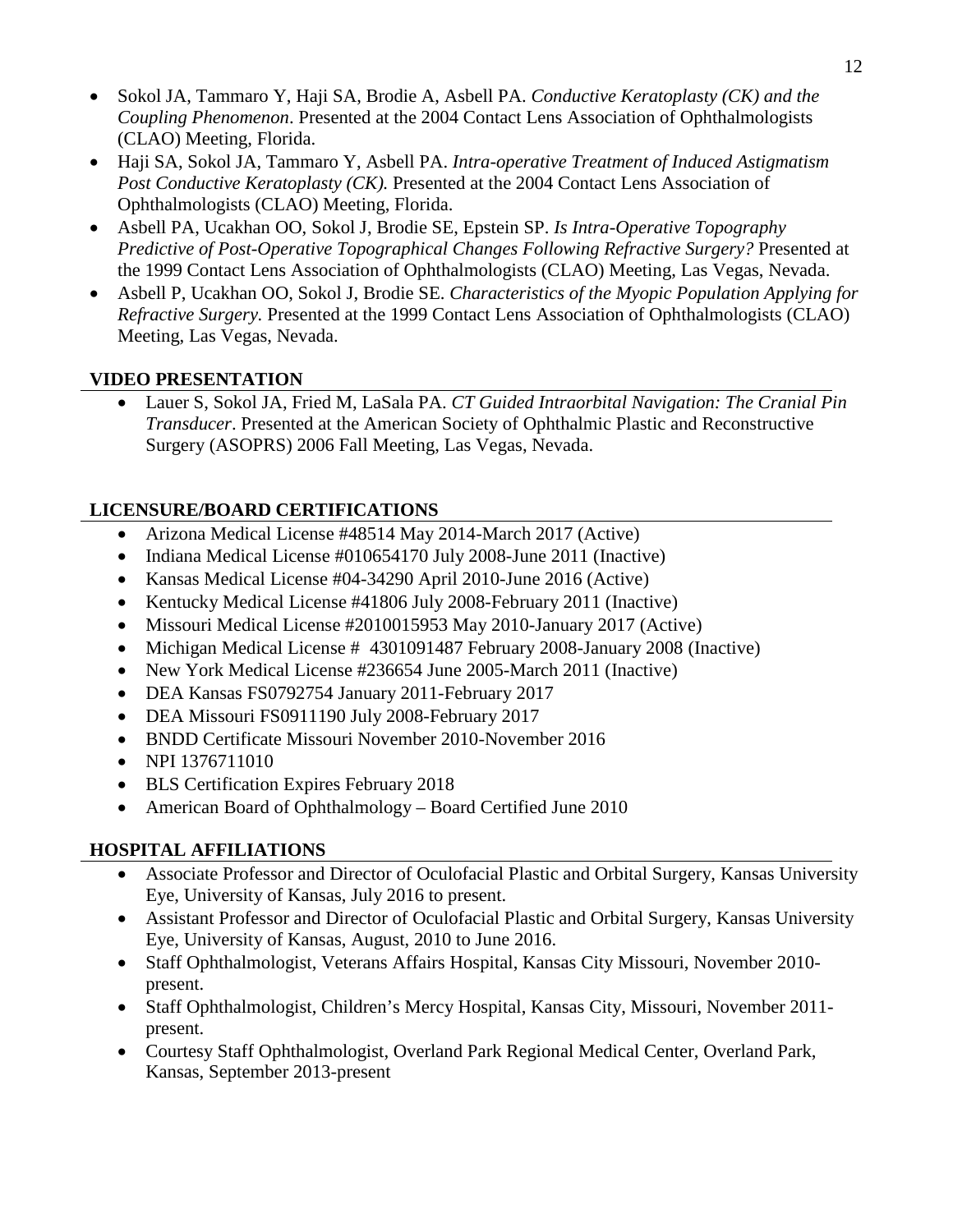- Sokol JA, Tammaro Y, Haji SA, Brodie A, Asbell PA. *Conductive Keratoplasty (CK) and the Coupling Phenomenon*. Presented at the 2004 Contact Lens Association of Ophthalmologists (CLAO) Meeting, Florida.
- Haji SA, Sokol JA, Tammaro Y, Asbell PA. *Intra-operative Treatment of Induced Astigmatism Post Conductive Keratoplasty (CK).* Presented at the 2004 Contact Lens Association of Ophthalmologists (CLAO) Meeting, Florida.
- Asbell PA, Ucakhan OO, Sokol J, Brodie SE, Epstein SP. *Is Intra-Operative Topography Predictive of Post-Operative Topographical Changes Following Refractive Surgery?* Presented at the 1999 Contact Lens Association of Ophthalmologists (CLAO) Meeting, Las Vegas, Nevada.
- Asbell P, Ucakhan OO, Sokol J, Brodie SE. *Characteristics of the Myopic Population Applying for Refractive Surgery.* Presented at the 1999 Contact Lens Association of Ophthalmologists (CLAO) Meeting, Las Vegas, Nevada.

## VIDEO PRESENTATION

- Lauer S, Sokol JA, Fried M, LaSala PA. *CT Guided Intraorbital Navigation: The Cranial Pin Transducer*. Presented at the American Society of Ophthalmic Plastic and Reconstructive Surgery (ASOPRS) 2006 Fall Meeting, Las Vegas, Nevada.

## LICENSURE/BOARD CERTIFICATIONS

- Arizona Medical License #48514 May 2014-March 2017 (Active)
- Indiana Medical License #010654170 July 2008-June 2011 (Inactive)
- Kansas Medical License #04-34290 April 2010-June 2016 (Active)
- Kentucky Medical License #41806 July 2008-February 2011 (Inactive)
- Missouri Medical License #2010015953 May 2010-January 2017 (Active)
- Michigan Medical License # 4301091487 February 2008-January 2008 (Inactive)
- New York Medical License #236654 June 2005-March 2011 (Inactive)
- DEA Kansas FS0792754 January 2011-February 2017
- DEA Missouri FS0911190 July 2008-February 2017
- BNDD Certificate Missouri November 2010-November 2016
- NPI 1376711010
- BLS Certification Expires February 2018
- American Board of Ophthalmology – Board Certified June 2010

## HOSPITAL AFFILIATIONS

- Associate Professor and Director of Oculofacial Plastic and Orbital Surgery, Kansas University Eye, University of Kansas, July 2016 to present.
- Assistant Professor and Director of Oculofacial Plastic and Orbital Surgery, Kansas University Eye, University of Kansas, August, 2010 to June 2016.
- Staff Ophthalmologist, Veterans Affairs Hospital, Kansas City Missouri, November 2010-present.
- Staff Ophthalmologist, Children's Mercy Hospital, Kansas City, Missouri, November 2011-present.
- Courtesy Staff Ophthalmologist, Overland Park Regional Medical Center, Overland Park, Kansas, September 2013-present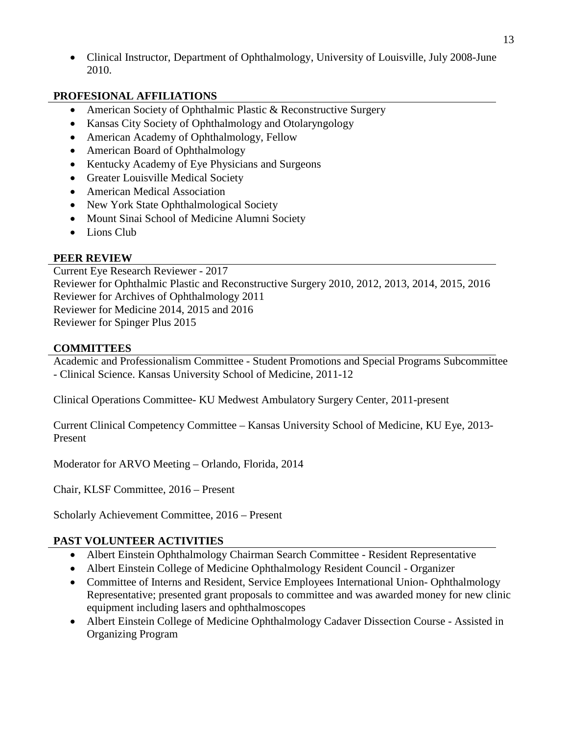- Clinical Instructor, Department of Ophthalmology, University of Louisville, July 2008-June 2010.

## PROFESIONAL AFFILIATIONS

- American Society of Ophthalmic Plastic & Reconstructive Surgery
- Kansas City Society of Ophthalmology and Otolaryngology
- American Academy of Ophthalmology, Fellow
- American Board of Ophthalmology
- Kentucky Academy of Eye Physicians and Surgeons
- Greater Louisville Medical Society
- American Medical Association
- New York State Ophthalmological Society
- Mount Sinai School of Medicine Alumni Society
- Lions Club

## PEER REVIEW

Current Eye Research Reviewer - 2017
Reviewer for Ophthalmic Plastic and Reconstructive Surgery 2010, 2012, 2013, 2014, 2015, 2016
Reviewer for Archives of Ophthalmology 2011
Reviewer for Medicine 2014, 2015 and 2016
Reviewer for Spinger Plus 2015

## COMMITTEES

Academic and Professionalism Committee - Student Promotions and Special Programs Subcommittee - Clinical Science. Kansas University School of Medicine, 2011-12

Clinical Operations Committee- KU Medwest Ambulatory Surgery Center, 2011-present

Current Clinical Competency Committee – Kansas University School of Medicine, KU Eye, 2013-Present

Moderator for ARVO Meeting – Orlando, Florida, 2014

Chair, KLSF Committee, 2016 – Present

Scholarly Achievement Committee, 2016 – Present

## PAST VOLUNTEER ACTIVITIES

- Albert Einstein Ophthalmology Chairman Search Committee - Resident Representative
- Albert Einstein College of Medicine Ophthalmology Resident Council - Organizer
- Committee of Interns and Resident, Service Employees International Union- Ophthalmology Representative; presented grant proposals to committee and was awarded money for new clinic equipment including lasers and ophthalmoscopes
- Albert Einstein College of Medicine Ophthalmology Cadaver Dissection Course - Assisted in Organizing Program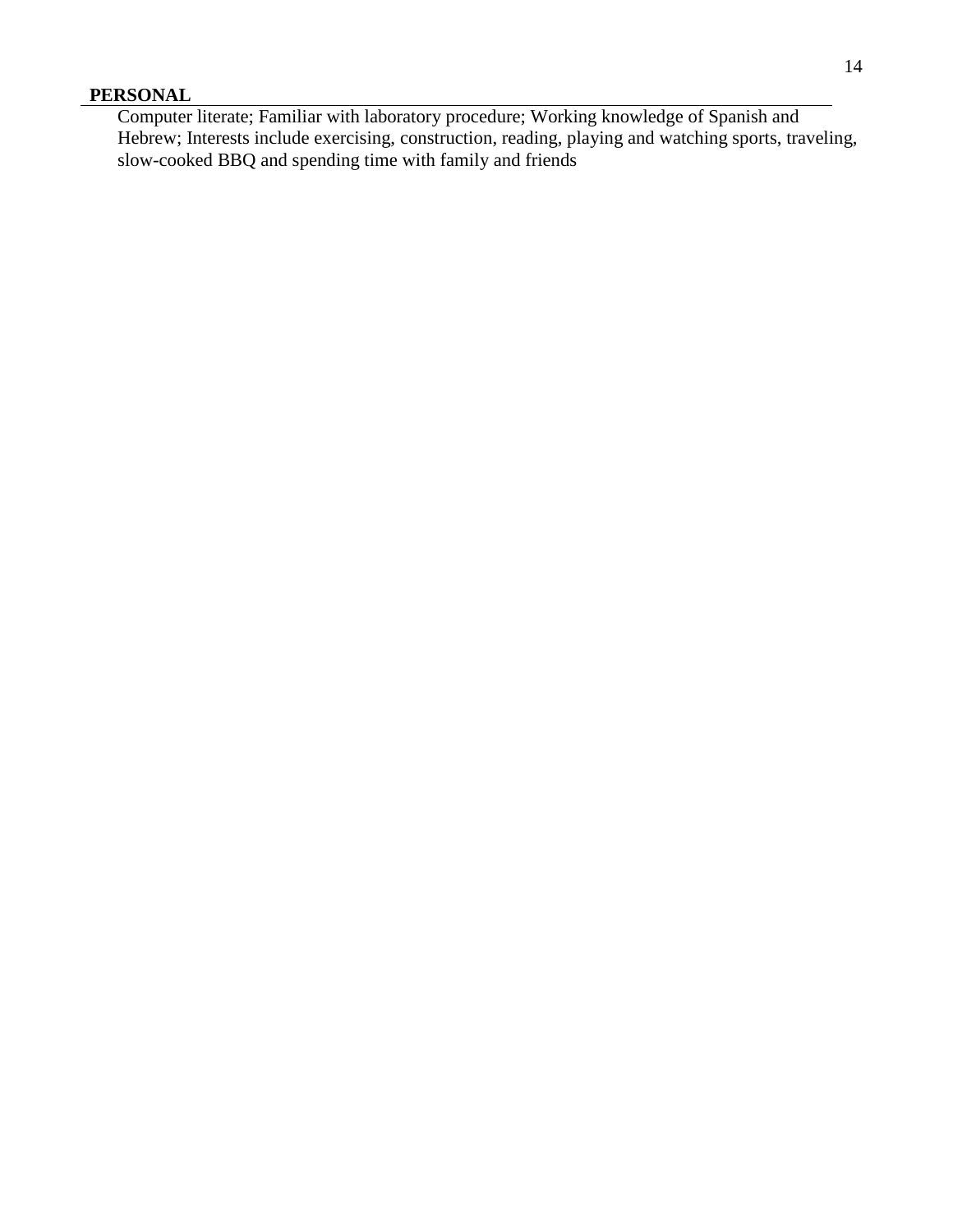## PERSONAL

Computer literate; Familiar with laboratory procedure; Working knowledge of Spanish and Hebrew; Interests include exercising, construction, reading, playing and watching sports, traveling, slow-cooked BBQ and spending time with family and friends